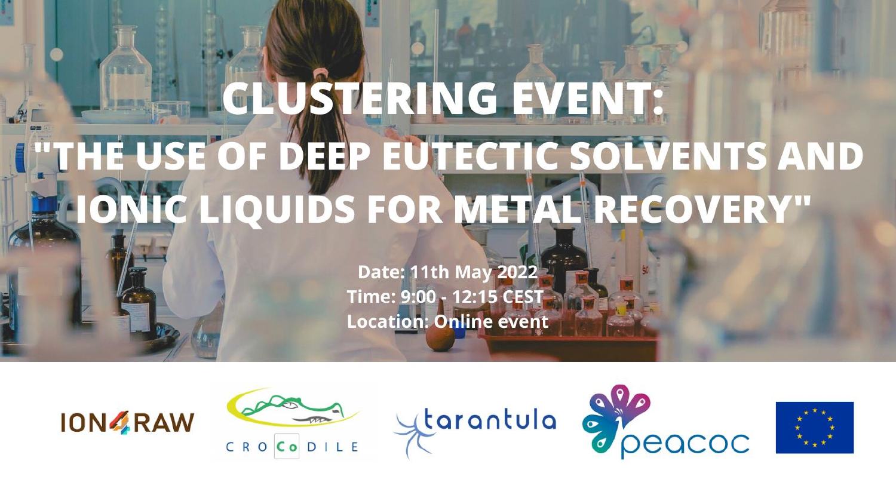# CLUSTERING EVENT:

# "THE USE OF DEEP EUTECTIC SOLVENTS AND IONIC LIQUIDS FOR METAL RECOVERY"

**Date: 11th May 2022**

**Time: 9:00 - 12:15 CEST**

**Location: Online event**

ION4RAW CROCODILE tarantula peacoc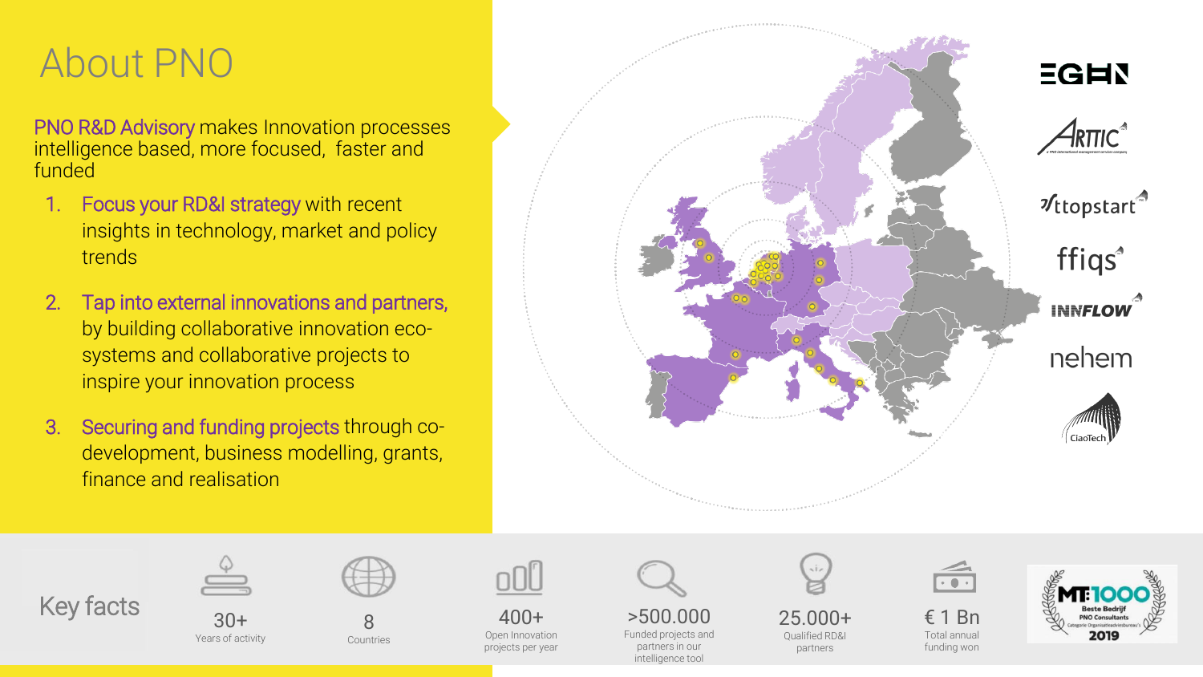# About PNO

PNO R&D Advisory makes Innovation processes intelligence based, more focused, faster and funded

1. Focus your RD&I strategy with recent insights in technology, market and policy trends
2. Tap into external innovations and partners, by building collaborative innovation eco-systems and collaborative projects to inspire your innovation process
3. Securing and funding projects through co-development, business modelling, grants, finance and realisation

EGHN

ARTTIC

ttopstart

ffiqs

INNFLOW

nehem

CiaoTech

## Key facts

| 30+ | 8 | 400+ | >500.000 | 25.000+ | € 1 Bn |
|---|---|---|---|---|---|
| Years of activity | Countries | Open Innovation projects per year | Funded projects and partners in our intelligence tool | Qualified RD&I partners | Total annual funding won |

MT1000 Beste Bedrijf PNO Consultants Categorie Organisatieadviesbureau's 2019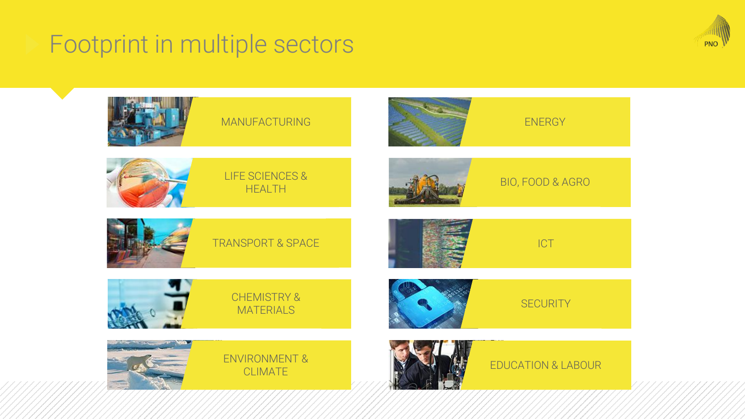# Footprint in multiple sectors

- MANUFACTURING
- ENERGY
- LIFE SCIENCES & HEALTH
- BIO, FOOD & AGRO
- TRANSPORT & SPACE
- ICT
- CHEMISTRY & MATERIALS
- SECURITY
- ENVIRONMENT & CLIMATE
- EDUCATION & LABOUR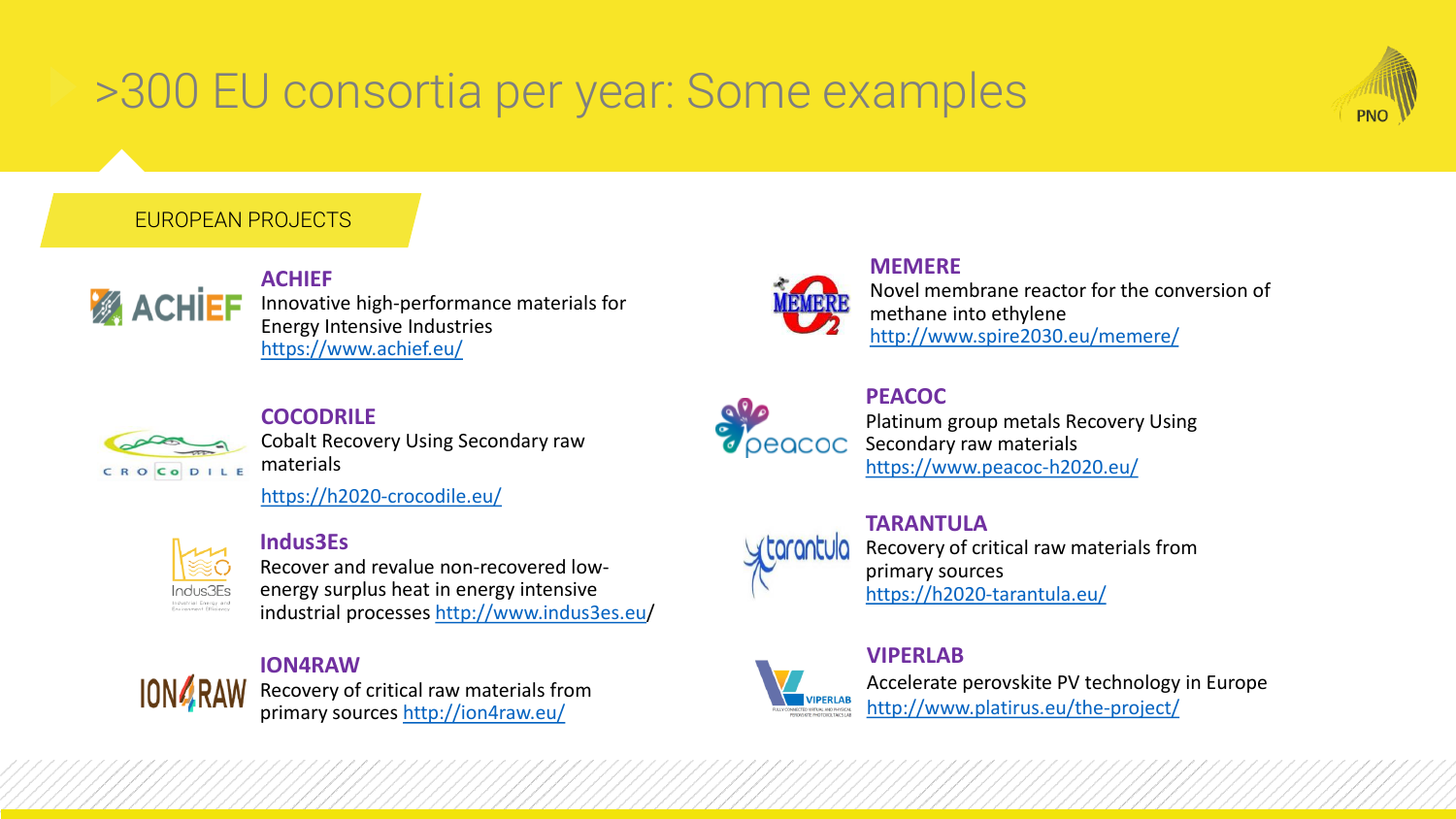# >300 EU consortia per year: Some examples

## EUROPEAN PROJECTS

### ACHIEF
Innovative high-performance materials for Energy Intensive Industries
https://www.achief.eu/

### COCODRILE
Cobalt Recovery Using Secondary raw materials

https://h2020-crocodile.eu/

### Indus3Es
Recover and revalue non-recovered low-energy surplus heat in energy intensive industrial processes http://www.indus3es.eu/

### ION4RAW
Recovery of critical raw materials from primary sources http://ion4raw.eu/

### MEMERE
Novel membrane reactor for the conversion of methane into ethylene
http://www.spire2030.eu/memere/

### PEACOC
Platinum group metals Recovery Using Secondary raw materials
https://www.peacoc-h2020.eu/

### TARANTULA
Recovery of critical raw materials from primary sources
https://h2020-tarantula.eu/

### VIPERLAB
Accelerate perovskite PV technology in Europe
http://www.platirus.eu/the-project/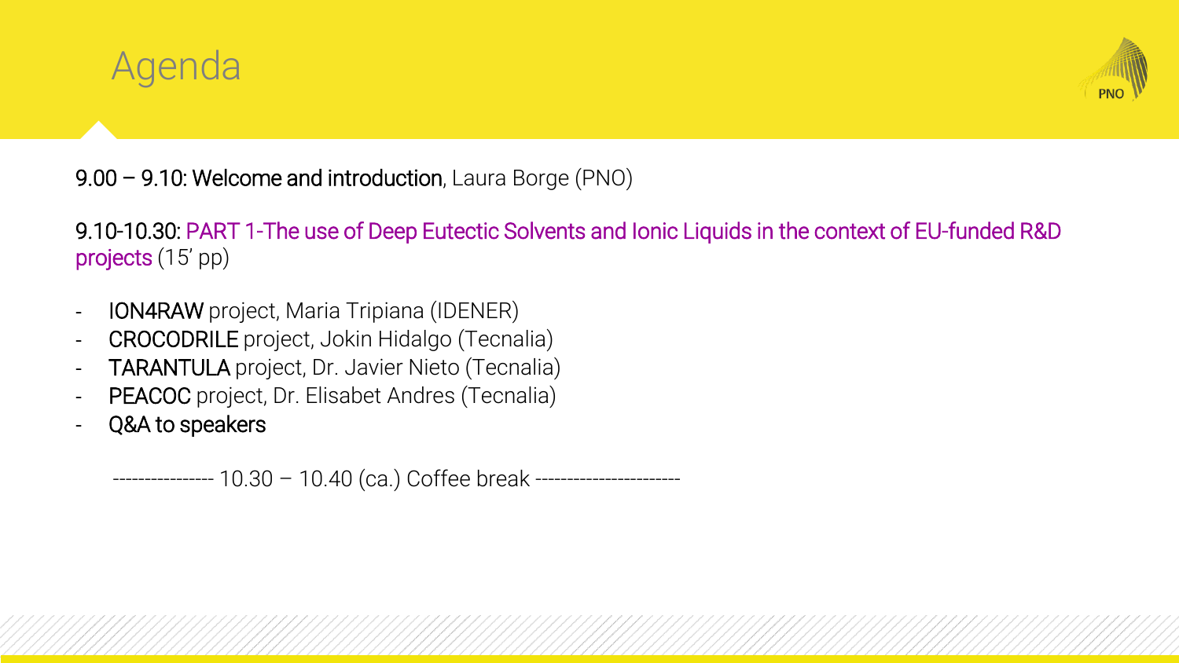# Agenda

9.00 – 9.10: Welcome and introduction, Laura Borge (PNO)

9.10-10.30: PART 1-The use of Deep Eutectic Solvents and Ionic Liquids in the context of EU-funded R&D projects (15' pp)

- ION4RAW project, Maria Tripiana (IDENER)
- CROCODRILE project, Jokin Hidalgo (Tecnalia)
- TARANTULA project, Dr. Javier Nieto (Tecnalia)
- PEACOC project, Dr. Elisabet Andres (Tecnalia)
- Q&A to speakers

---------------- 10.30 – 10.40 (ca.) Coffee break -----------------------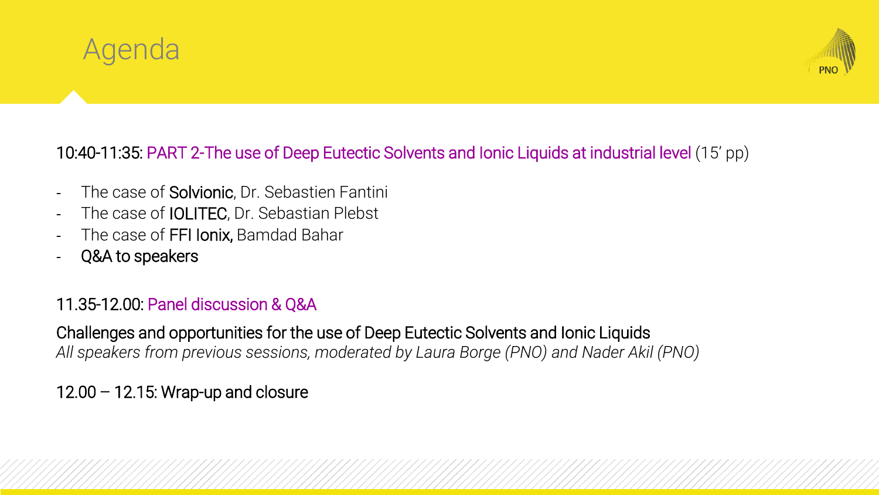# Agenda

10:40-11:35: PART 2-The use of Deep Eutectic Solvents and Ionic Liquids at industrial level (15' pp)

- The case of **Solvionic**, Dr. Sebastien Fantini
- The case of **IOLITEC**, Dr. Sebastian Plebst
- The case of **FFI Ionix,** Bamdad Bahar
- Q&A to speakers

11.35-12.00: Panel discussion & Q&A

Challenges and opportunities for the use of Deep Eutectic Solvents and Ionic Liquids
*All speakers from previous sessions, moderated by Laura Borge (PNO) and Nader Akil (PNO)*

12.00 – 12.15: Wrap-up and closure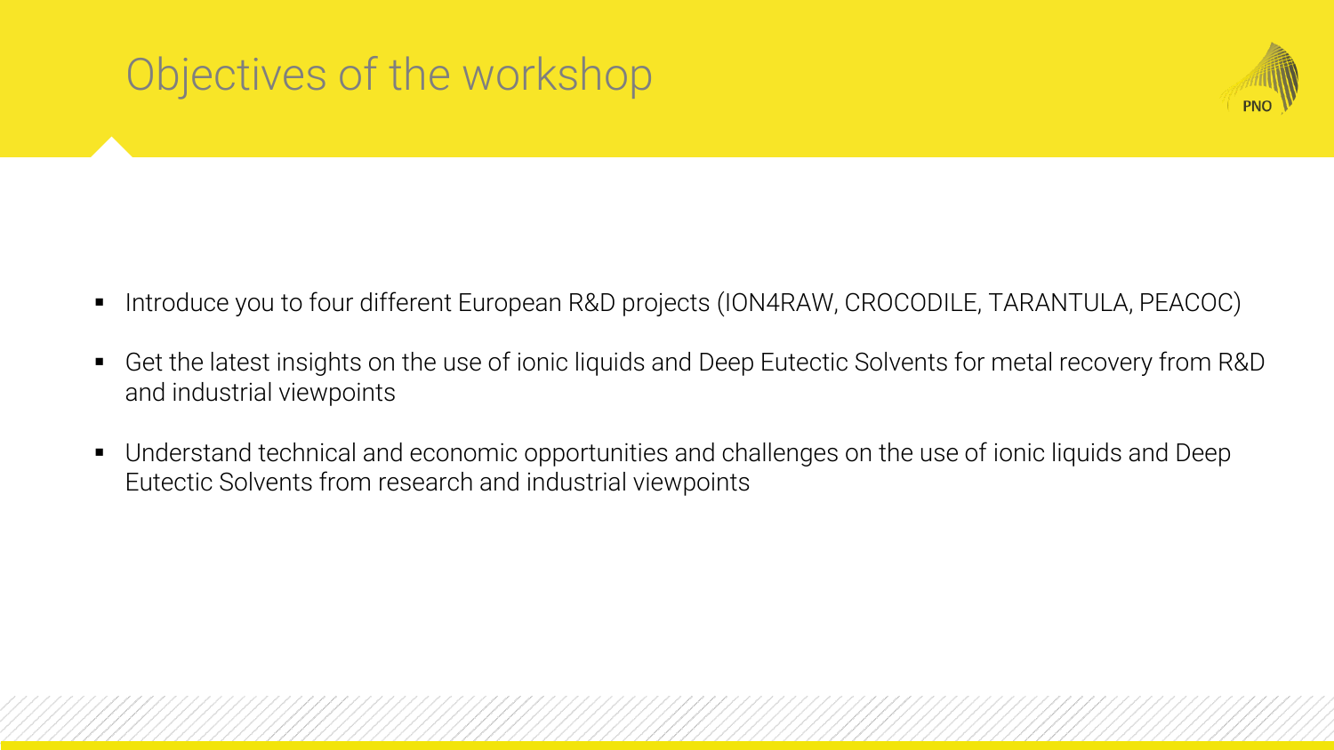# Objectives of the workshop

- Introduce you to four different European R&D projects (ION4RAW, CROCODILE, TARANTULA, PEACOC)
- Get the latest insights on the use of ionic liquids and Deep Eutectic Solvents for metal recovery from R&D and industrial viewpoints
- Understand technical and economic opportunities and challenges on the use of ionic liquids and Deep Eutectic Solvents from research and industrial viewpoints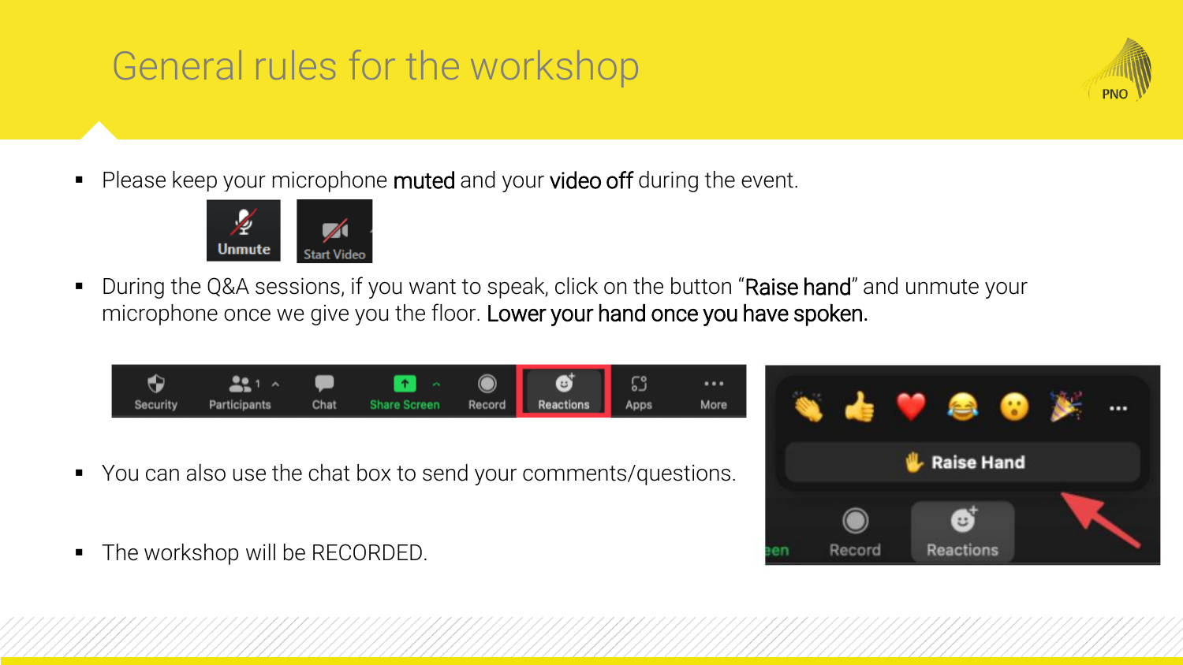# General rules for the workshop

- Please keep your microphone **muted** and your **video off** during the event.
- During the Q&A sessions, if you want to speak, click on the button "**Raise hand**" and unmute your microphone once we give you the floor. **Lower your hand once you have spoken.**
- You can also use the chat box to send your comments/questions.
- The workshop will be RECORDED.